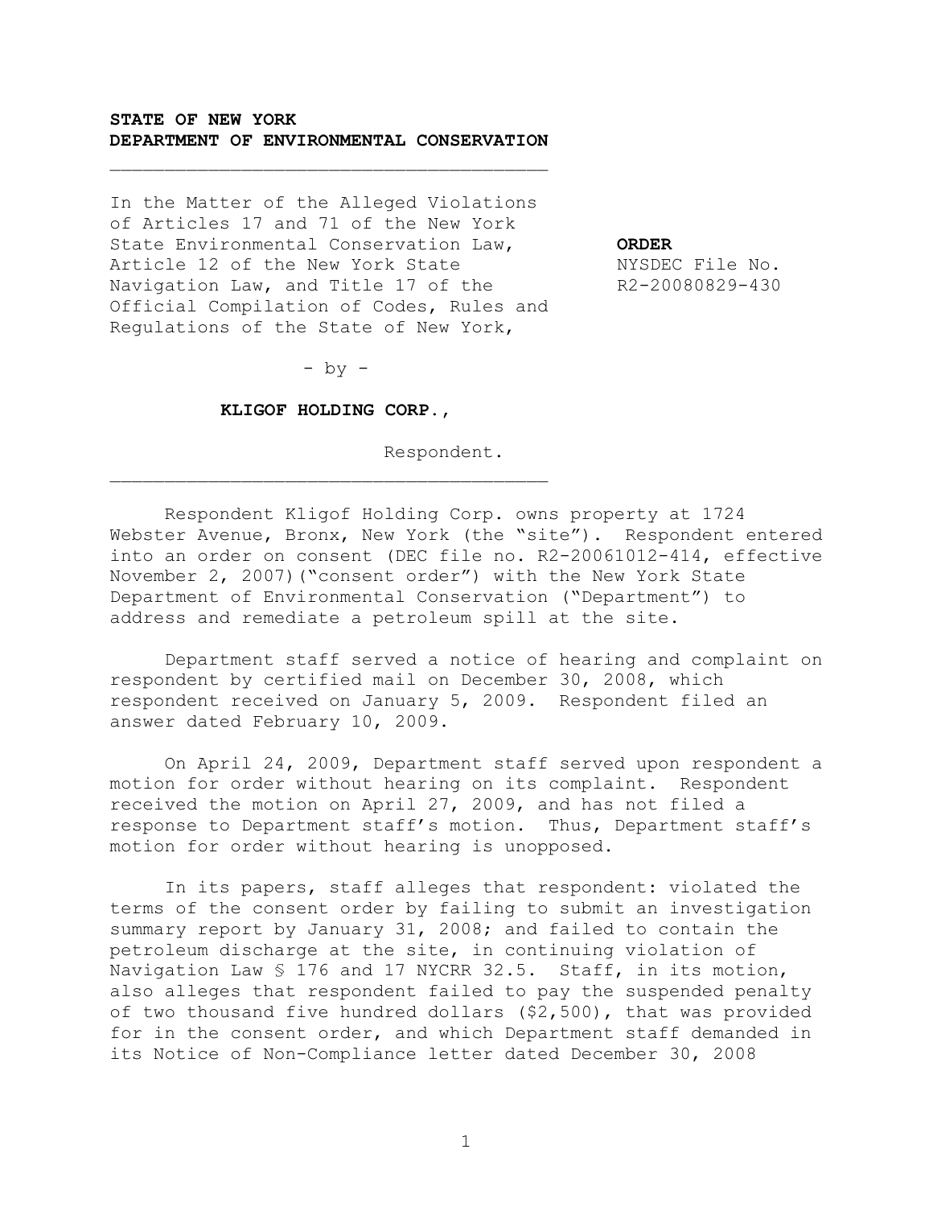**STATE OF NEW YORK**
**DEPARTMENT OF ENVIRONMENTAL CONSERVATION**

---

In the Matter of the Alleged Violations of Articles 17 and 71 of the New York State Environmental Conservation Law, Article 12 of the New York State Navigation Law, and Title 17 of the Official Compilation of Codes, Rules and Regulations of the State of New York,

- by -

**KLIGOF HOLDING CORP.,**

Respondent.

---

**ORDER**
NYSDEC File No. R2-20080829-430

Respondent Kligof Holding Corp. owns property at 1724 Webster Avenue, Bronx, New York (the "site"). Respondent entered into an order on consent (DEC file no. R2-20061012-414, effective November 2, 2007)("consent order") with the New York State Department of Environmental Conservation ("Department") to address and remediate a petroleum spill at the site.

Department staff served a notice of hearing and complaint on respondent by certified mail on December 30, 2008, which respondent received on January 5, 2009. Respondent filed an answer dated February 10, 2009.

On April 24, 2009, Department staff served upon respondent a motion for order without hearing on its complaint. Respondent received the motion on April 27, 2009, and has not filed a response to Department staff's motion. Thus, Department staff's motion for order without hearing is unopposed.

In its papers, staff alleges that respondent: violated the terms of the consent order by failing to submit an investigation summary report by January 31, 2008; and failed to contain the petroleum discharge at the site, in continuing violation of Navigation Law § 176 and 17 NYCRR 32.5. Staff, in its motion, also alleges that respondent failed to pay the suspended penalty of two thousand five hundred dollars ($2,500), that was provided for in the consent order, and which Department staff demanded in its Notice of Non-Compliance letter dated December 30, 2008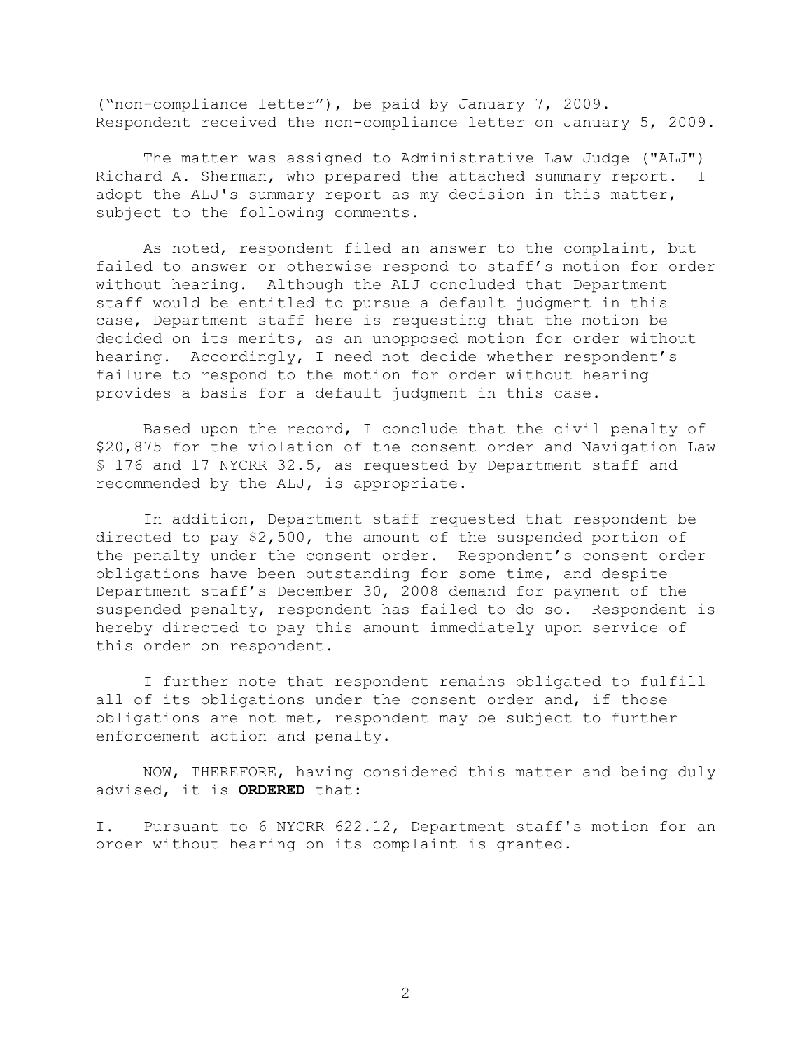("non-compliance letter"), be paid by January 7, 2009. Respondent received the non-compliance letter on January 5, 2009.

The matter was assigned to Administrative Law Judge ("ALJ") Richard A. Sherman, who prepared the attached summary report. I adopt the ALJ's summary report as my decision in this matter, subject to the following comments.

As noted, respondent filed an answer to the complaint, but failed to answer or otherwise respond to staff's motion for order without hearing. Although the ALJ concluded that Department staff would be entitled to pursue a default judgment in this case, Department staff here is requesting that the motion be decided on its merits, as an unopposed motion for order without hearing. Accordingly, I need not decide whether respondent's failure to respond to the motion for order without hearing provides a basis for a default judgment in this case.

Based upon the record, I conclude that the civil penalty of $20,875 for the violation of the consent order and Navigation Law § 176 and 17 NYCRR 32.5, as requested by Department staff and recommended by the ALJ, is appropriate.

In addition, Department staff requested that respondent be directed to pay $2,500, the amount of the suspended portion of the penalty under the consent order. Respondent's consent order obligations have been outstanding for some time, and despite Department staff's December 30, 2008 demand for payment of the suspended penalty, respondent has failed to do so. Respondent is hereby directed to pay this amount immediately upon service of this order on respondent.

I further note that respondent remains obligated to fulfill all of its obligations under the consent order and, if those obligations are not met, respondent may be subject to further enforcement action and penalty.

NOW, THEREFORE, having considered this matter and being duly advised, it is **ORDERED** that:

I. Pursuant to 6 NYCRR 622.12, Department staff's motion for an order without hearing on its complaint is granted.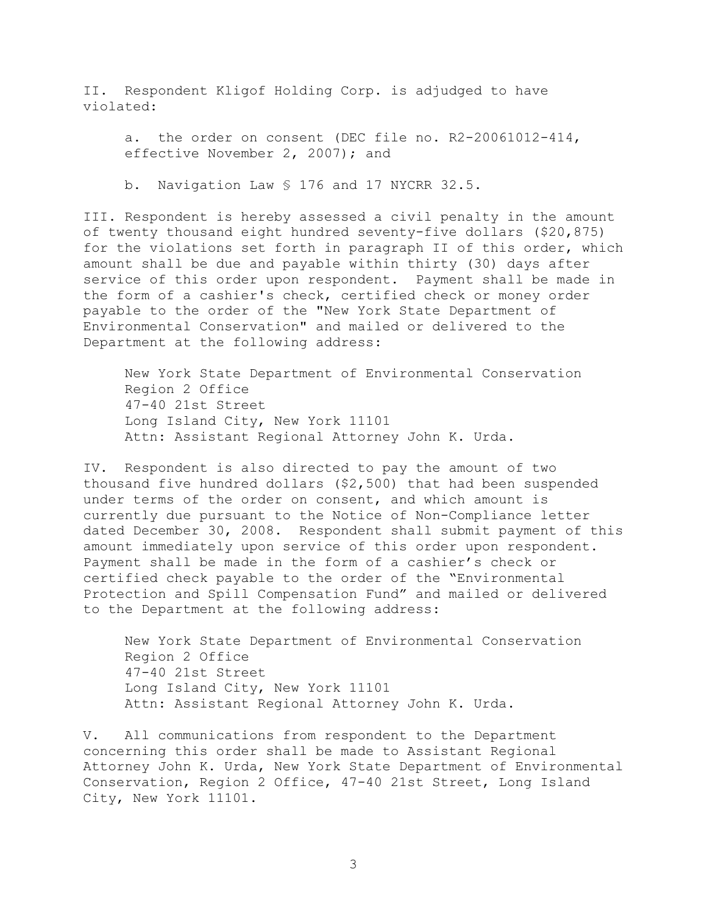II. Respondent Kligof Holding Corp. is adjudged to have violated:

a. the order on consent (DEC file no. R2-20061012-414, effective November 2, 2007); and

b. Navigation Law § 176 and 17 NYCRR 32.5.

III. Respondent is hereby assessed a civil penalty in the amount of twenty thousand eight hundred seventy-five dollars ($20,875) for the violations set forth in paragraph II of this order, which amount shall be due and payable within thirty (30) days after service of this order upon respondent. Payment shall be made in the form of a cashier's check, certified check or money order payable to the order of the "New York State Department of Environmental Conservation" and mailed or delivered to the Department at the following address:

New York State Department of Environmental Conservation
Region 2 Office
47-40 21st Street
Long Island City, New York 11101
Attn: Assistant Regional Attorney John K. Urda.

IV. Respondent is also directed to pay the amount of two thousand five hundred dollars ($2,500) that had been suspended under terms of the order on consent, and which amount is currently due pursuant to the Notice of Non-Compliance letter dated December 30, 2008. Respondent shall submit payment of this amount immediately upon service of this order upon respondent. Payment shall be made in the form of a cashier's check or certified check payable to the order of the "Environmental Protection and Spill Compensation Fund" and mailed or delivered to the Department at the following address:

New York State Department of Environmental Conservation
Region 2 Office
47-40 21st Street
Long Island City, New York 11101
Attn: Assistant Regional Attorney John K. Urda.

V. All communications from respondent to the Department concerning this order shall be made to Assistant Regional Attorney John K. Urda, New York State Department of Environmental Conservation, Region 2 Office, 47-40 21st Street, Long Island City, New York 11101.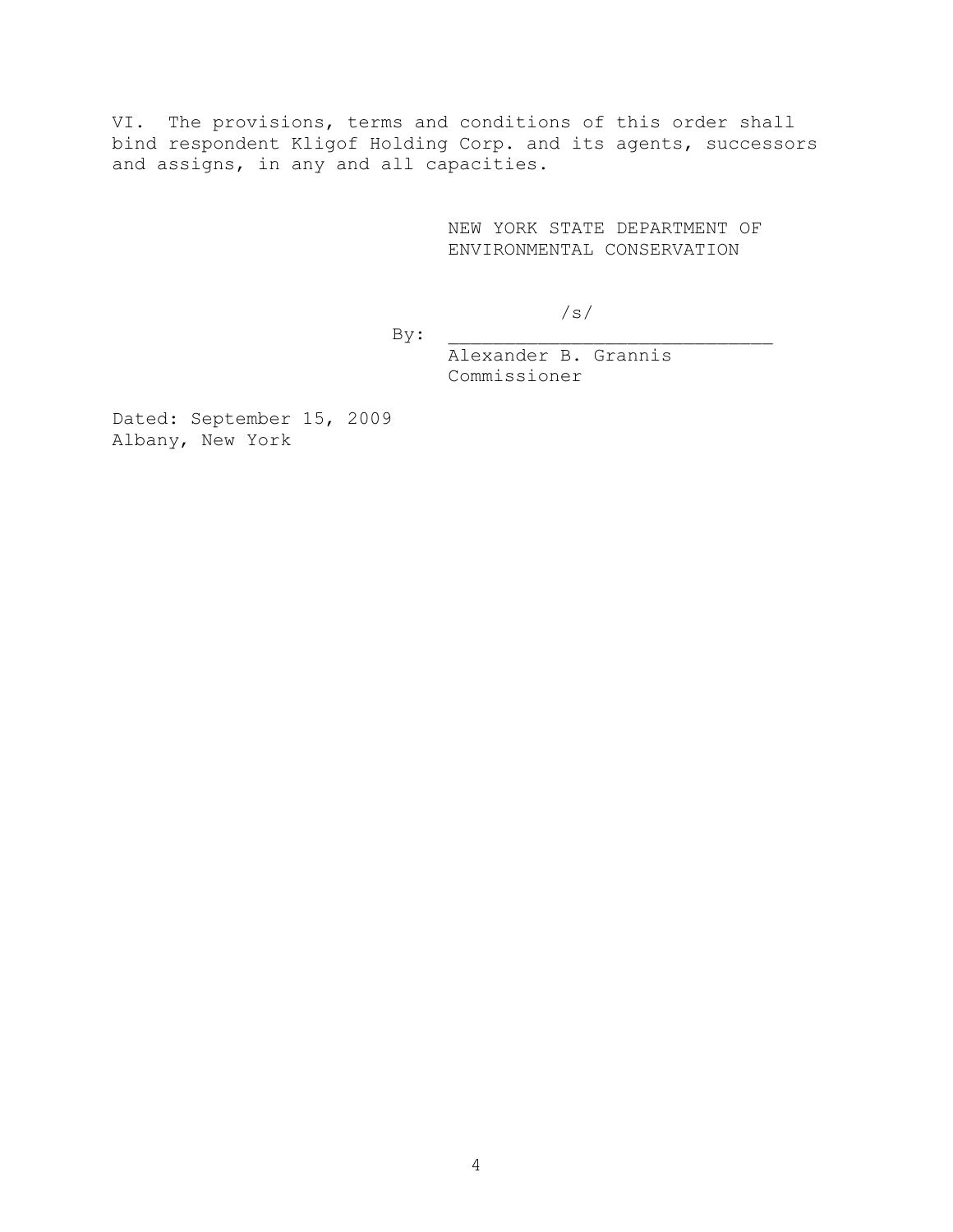VI. The provisions, terms and conditions of this order shall bind respondent Kligof Holding Corp. and its agents, successors and assigns, in any and all capacities.

NEW YORK STATE DEPARTMENT OF ENVIRONMENTAL CONSERVATION

/s/

By: ______________________________
Alexander B. Grannis
Commissioner

Dated: September 15, 2009
Albany, New York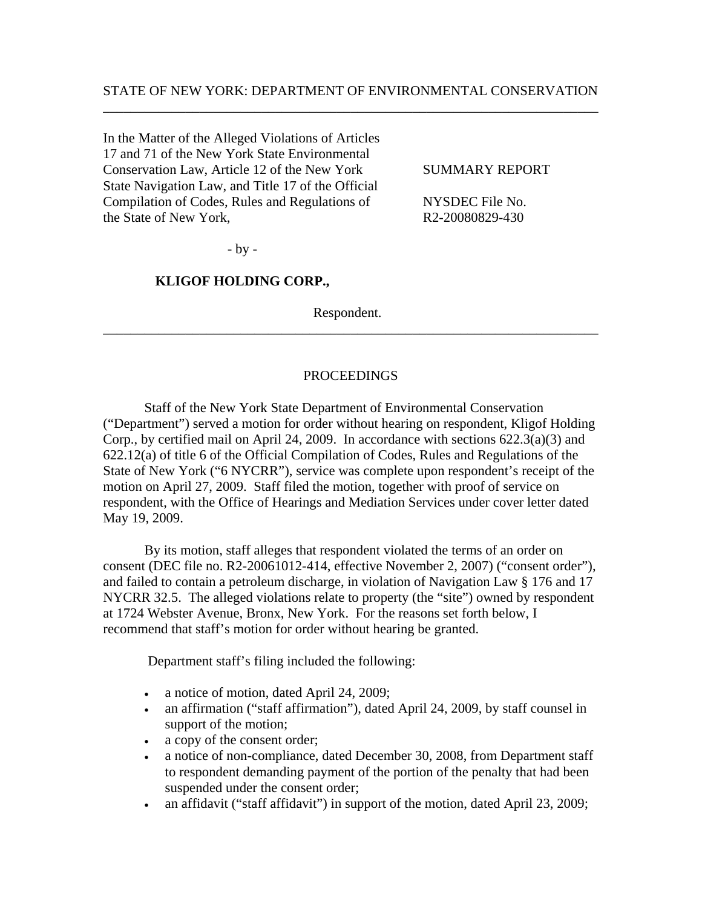STATE OF NEW YORK: DEPARTMENT OF ENVIRONMENTAL CONSERVATION

---

In the Matter of the Alleged Violations of Articles 17 and 71 of the New York State Environmental Conservation Law, Article 12 of the New York State Navigation Law, and Title 17 of the Official Compilation of Codes, Rules and Regulations of the State of New York,

- by -

**KLIGOF HOLDING CORP.,**

Respondent.

SUMMARY REPORT

NYSDEC File No. R2-20080829-430

---

PROCEEDINGS

Staff of the New York State Department of Environmental Conservation ("Department") served a motion for order without hearing on respondent, Kligof Holding Corp., by certified mail on April 24, 2009. In accordance with sections 622.3(a)(3) and 622.12(a) of title 6 of the Official Compilation of Codes, Rules and Regulations of the State of New York ("6 NYCRR"), service was complete upon respondent's receipt of the motion on April 27, 2009. Staff filed the motion, together with proof of service on respondent, with the Office of Hearings and Mediation Services under cover letter dated May 19, 2009.

By its motion, staff alleges that respondent violated the terms of an order on consent (DEC file no. R2-20061012-414, effective November 2, 2007) ("consent order"), and failed to contain a petroleum discharge, in violation of Navigation Law § 176 and 17 NYCRR 32.5. The alleged violations relate to property (the "site") owned by respondent at 1724 Webster Avenue, Bronx, New York. For the reasons set forth below, I recommend that staff's motion for order without hearing be granted.

Department staff's filing included the following:

- a notice of motion, dated April 24, 2009;
- an affirmation ("staff affirmation"), dated April 24, 2009, by staff counsel in support of the motion;
- a copy of the consent order;
- a notice of non-compliance, dated December 30, 2008, from Department staff to respondent demanding payment of the portion of the penalty that had been suspended under the consent order;
- an affidavit ("staff affidavit") in support of the motion, dated April 23, 2009;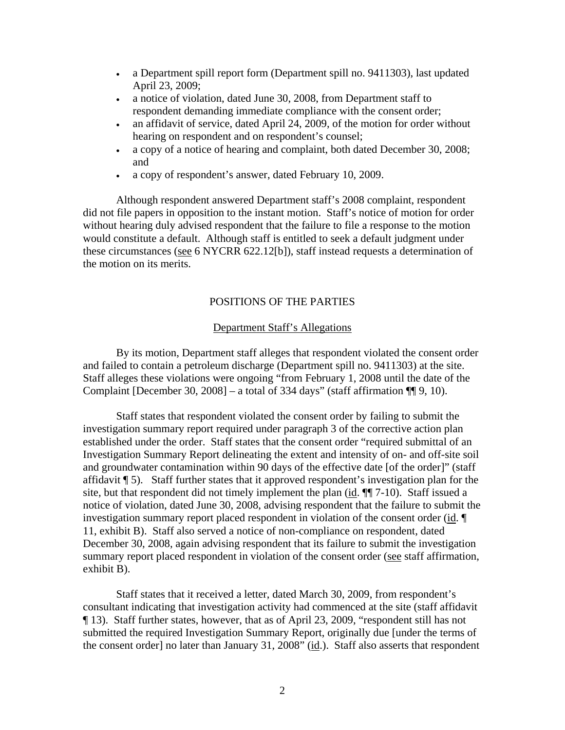- a Department spill report form (Department spill no. 9411303), last updated April 23, 2009;
- a notice of violation, dated June 30, 2008, from Department staff to respondent demanding immediate compliance with the consent order;
- an affidavit of service, dated April 24, 2009, of the motion for order without hearing on respondent and on respondent's counsel;
- a copy of a notice of hearing and complaint, both dated December 30, 2008; and
- a copy of respondent's answer, dated February 10, 2009.

Although respondent answered Department staff's 2008 complaint, respondent did not file papers in opposition to the instant motion. Staff's notice of motion for order without hearing duly advised respondent that the failure to file a response to the motion would constitute a default. Although staff is entitled to seek a default judgment under these circumstances (see 6 NYCRR 622.12[b]), staff instead requests a determination of the motion on its merits.

## POSITIONS OF THE PARTIES

### Department Staff's Allegations

By its motion, Department staff alleges that respondent violated the consent order and failed to contain a petroleum discharge (Department spill no. 9411303) at the site. Staff alleges these violations were ongoing "from February 1, 2008 until the date of the Complaint [December 30, 2008] – a total of 334 days" (staff affirmation ¶¶ 9, 10).

Staff states that respondent violated the consent order by failing to submit the investigation summary report required under paragraph 3 of the corrective action plan established under the order. Staff states that the consent order "required submittal of an Investigation Summary Report delineating the extent and intensity of on- and off-site soil and groundwater contamination within 90 days of the effective date [of the order]" (staff affidavit ¶ 5). Staff further states that it approved respondent's investigation plan for the site, but that respondent did not timely implement the plan (id. ¶¶ 7-10). Staff issued a notice of violation, dated June 30, 2008, advising respondent that the failure to submit the investigation summary report placed respondent in violation of the consent order (id. ¶ 11, exhibit B). Staff also served a notice of non-compliance on respondent, dated December 30, 2008, again advising respondent that its failure to submit the investigation summary report placed respondent in violation of the consent order (see staff affirmation, exhibit B).

Staff states that it received a letter, dated March 30, 2009, from respondent's consultant indicating that investigation activity had commenced at the site (staff affidavit ¶ 13). Staff further states, however, that as of April 23, 2009, "respondent still has not submitted the required Investigation Summary Report, originally due [under the terms of the consent order] no later than January 31, 2008" (id.). Staff also asserts that respondent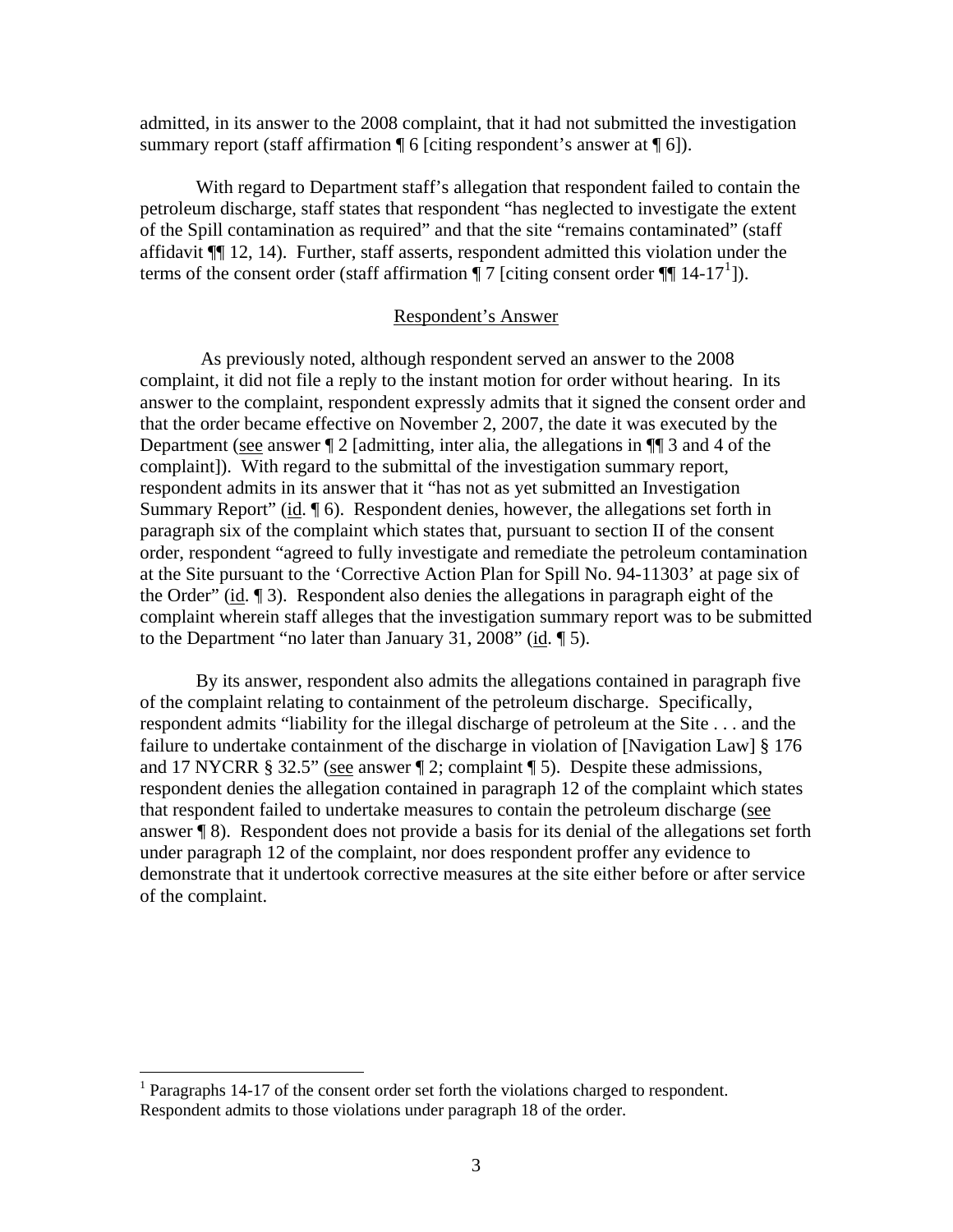admitted, in its answer to the 2008 complaint, that it had not submitted the investigation summary report (staff affirmation ¶ 6 [citing respondent's answer at ¶ 6]).

With regard to Department staff's allegation that respondent failed to contain the petroleum discharge, staff states that respondent "has neglected to investigate the extent of the Spill contamination as required" and that the site "remains contaminated" (staff affidavit ¶¶ 12, 14). Further, staff asserts, respondent admitted this violation under the terms of the consent order (staff affirmation ¶ 7 [citing consent order ¶¶ 14-17[1]]).

## Respondent's Answer

As previously noted, although respondent served an answer to the 2008 complaint, it did not file a reply to the instant motion for order without hearing. In its answer to the complaint, respondent expressly admits that it signed the consent order and that the order became effective on November 2, 2007, the date it was executed by the Department (see answer ¶ 2 [admitting, inter alia, the allegations in ¶¶ 3 and 4 of the complaint]). With regard to the submittal of the investigation summary report, respondent admits in its answer that it "has not as yet submitted an Investigation Summary Report" (id. ¶ 6). Respondent denies, however, the allegations set forth in paragraph six of the complaint which states that, pursuant to section II of the consent order, respondent "agreed to fully investigate and remediate the petroleum contamination at the Site pursuant to the 'Corrective Action Plan for Spill No. 94-11303' at page six of the Order" (id. ¶ 3). Respondent also denies the allegations in paragraph eight of the complaint wherein staff alleges that the investigation summary report was to be submitted to the Department "no later than January 31, 2008" (id. ¶ 5).

By its answer, respondent also admits the allegations contained in paragraph five of the complaint relating to containment of the petroleum discharge. Specifically, respondent admits "liability for the illegal discharge of petroleum at the Site . . . and the failure to undertake containment of the discharge in violation of [Navigation Law] § 176 and 17 NYCRR § 32.5" (see answer ¶ 2; complaint ¶ 5). Despite these admissions, respondent denies the allegation contained in paragraph 12 of the complaint which states that respondent failed to undertake measures to contain the petroleum discharge (see answer ¶ 8). Respondent does not provide a basis for its denial of the allegations set forth under paragraph 12 of the complaint, nor does respondent proffer any evidence to demonstrate that it undertook corrective measures at the site either before or after service of the complaint.

[1] Paragraphs 14-17 of the consent order set forth the violations charged to respondent. Respondent admits to those violations under paragraph 18 of the order.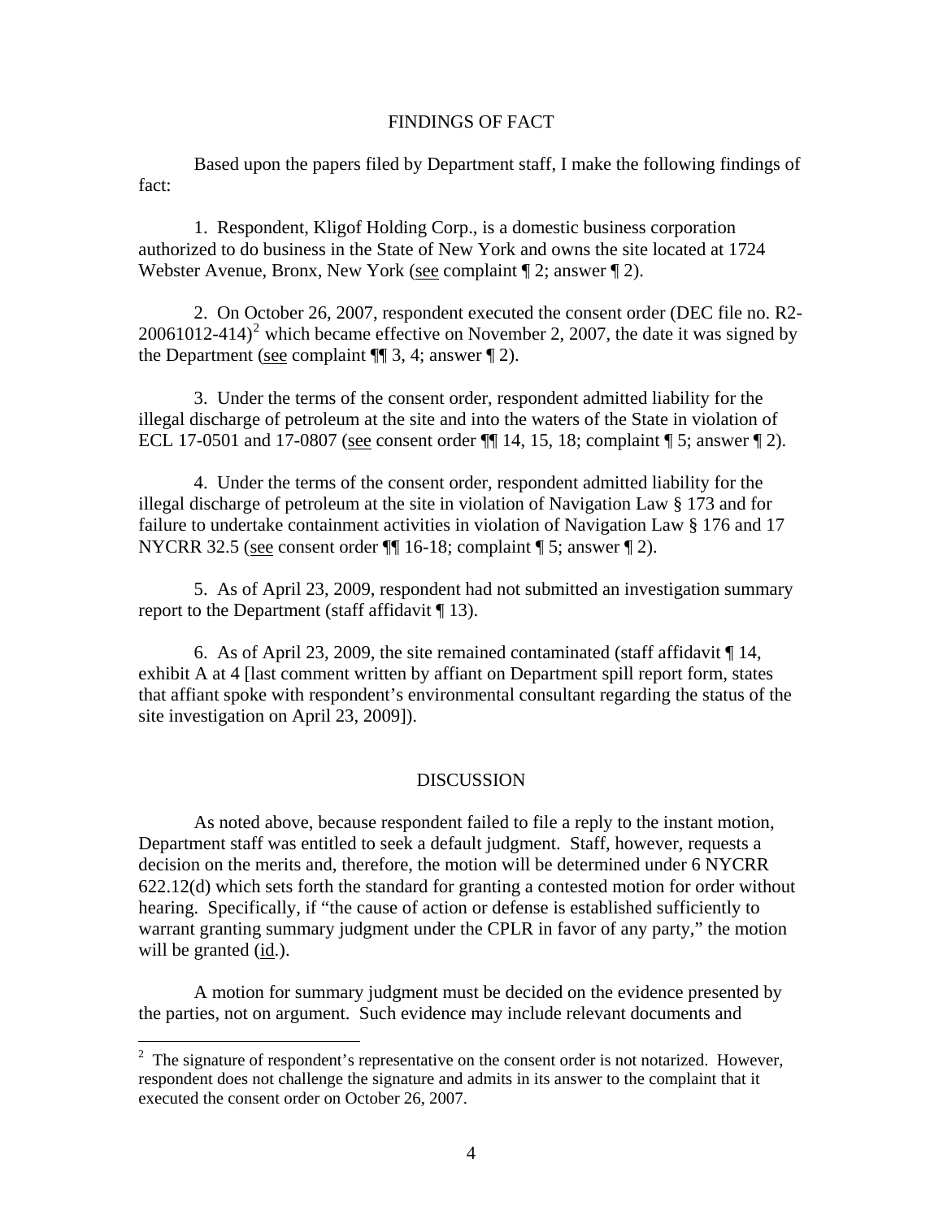## FINDINGS OF FACT

Based upon the papers filed by Department staff, I make the following findings of fact:

1. Respondent, Kligof Holding Corp., is a domestic business corporation authorized to do business in the State of New York and owns the site located at 1724 Webster Avenue, Bronx, New York (see complaint ¶ 2; answer ¶ 2).

2. On October 26, 2007, respondent executed the consent order (DEC file no. R2-20061012-414)[2] which became effective on November 2, 2007, the date it was signed by the Department (see complaint ¶¶ 3, 4; answer ¶ 2).

3. Under the terms of the consent order, respondent admitted liability for the illegal discharge of petroleum at the site and into the waters of the State in violation of ECL 17-0501 and 17-0807 (see consent order ¶¶ 14, 15, 18; complaint ¶ 5; answer ¶ 2).

4. Under the terms of the consent order, respondent admitted liability for the illegal discharge of petroleum at the site in violation of Navigation Law § 173 and for failure to undertake containment activities in violation of Navigation Law § 176 and 17 NYCRR 32.5 (see consent order ¶¶ 16-18; complaint ¶ 5; answer ¶ 2).

5. As of April 23, 2009, respondent had not submitted an investigation summary report to the Department (staff affidavit ¶ 13).

6. As of April 23, 2009, the site remained contaminated (staff affidavit ¶ 14, exhibit A at 4 [last comment written by affiant on Department spill report form, states that affiant spoke with respondent's environmental consultant regarding the status of the site investigation on April 23, 2009]).

## DISCUSSION

As noted above, because respondent failed to file a reply to the instant motion, Department staff was entitled to seek a default judgment. Staff, however, requests a decision on the merits and, therefore, the motion will be determined under 6 NYCRR 622.12(d) which sets forth the standard for granting a contested motion for order without hearing. Specifically, if "the cause of action or defense is established sufficiently to warrant granting summary judgment under the CPLR in favor of any party," the motion will be granted (id.).

A motion for summary judgment must be decided on the evidence presented by the parties, not on argument. Such evidence may include relevant documents and

[2] The signature of respondent's representative on the consent order is not notarized. However, respondent does not challenge the signature and admits in its answer to the complaint that it executed the consent order on October 26, 2007.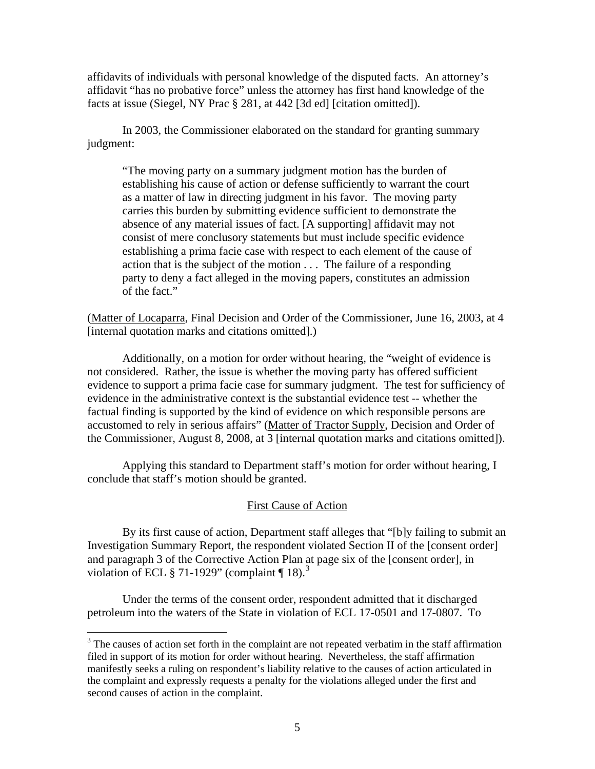affidavits of individuals with personal knowledge of the disputed facts. An attorney's affidavit "has no probative force" unless the attorney has first hand knowledge of the facts at issue (Siegel, NY Prac § 281, at 442 [3d ed] [citation omitted]).

In 2003, the Commissioner elaborated on the standard for granting summary judgment:

> "The moving party on a summary judgment motion has the burden of establishing his cause of action or defense sufficiently to warrant the court as a matter of law in directing judgment in his favor. The moving party carries this burden by submitting evidence sufficient to demonstrate the absence of any material issues of fact. [A supporting] affidavit may not consist of mere conclusory statements but must include specific evidence establishing a prima facie case with respect to each element of the cause of action that is the subject of the motion . . . The failure of a responding party to deny a fact alleged in the moving papers, constitutes an admission of the fact."

(Matter of Locaparra, Final Decision and Order of the Commissioner, June 16, 2003, at 4 [internal quotation marks and citations omitted].)

Additionally, on a motion for order without hearing, the "weight of evidence is not considered. Rather, the issue is whether the moving party has offered sufficient evidence to support a prima facie case for summary judgment. The test for sufficiency of evidence in the administrative context is the substantial evidence test -- whether the factual finding is supported by the kind of evidence on which responsible persons are accustomed to rely in serious affairs" (Matter of Tractor Supply, Decision and Order of the Commissioner, August 8, 2008, at 3 [internal quotation marks and citations omitted]).

Applying this standard to Department staff's motion for order without hearing, I conclude that staff's motion should be granted.

## First Cause of Action

By its first cause of action, Department staff alleges that "[b]y failing to submit an Investigation Summary Report, the respondent violated Section II of the [consent order] and paragraph 3 of the Corrective Action Plan at page six of the [consent order], in violation of ECL § 71-1929" (complaint ¶ 18).[3]

Under the terms of the consent order, respondent admitted that it discharged petroleum into the waters of the State in violation of ECL 17-0501 and 17-0807. To

[3] The causes of action set forth in the complaint are not repeated verbatim in the staff affirmation filed in support of its motion for order without hearing. Nevertheless, the staff affirmation manifestly seeks a ruling on respondent's liability relative to the causes of action articulated in the complaint and expressly requests a penalty for the violations alleged under the first and second causes of action in the complaint.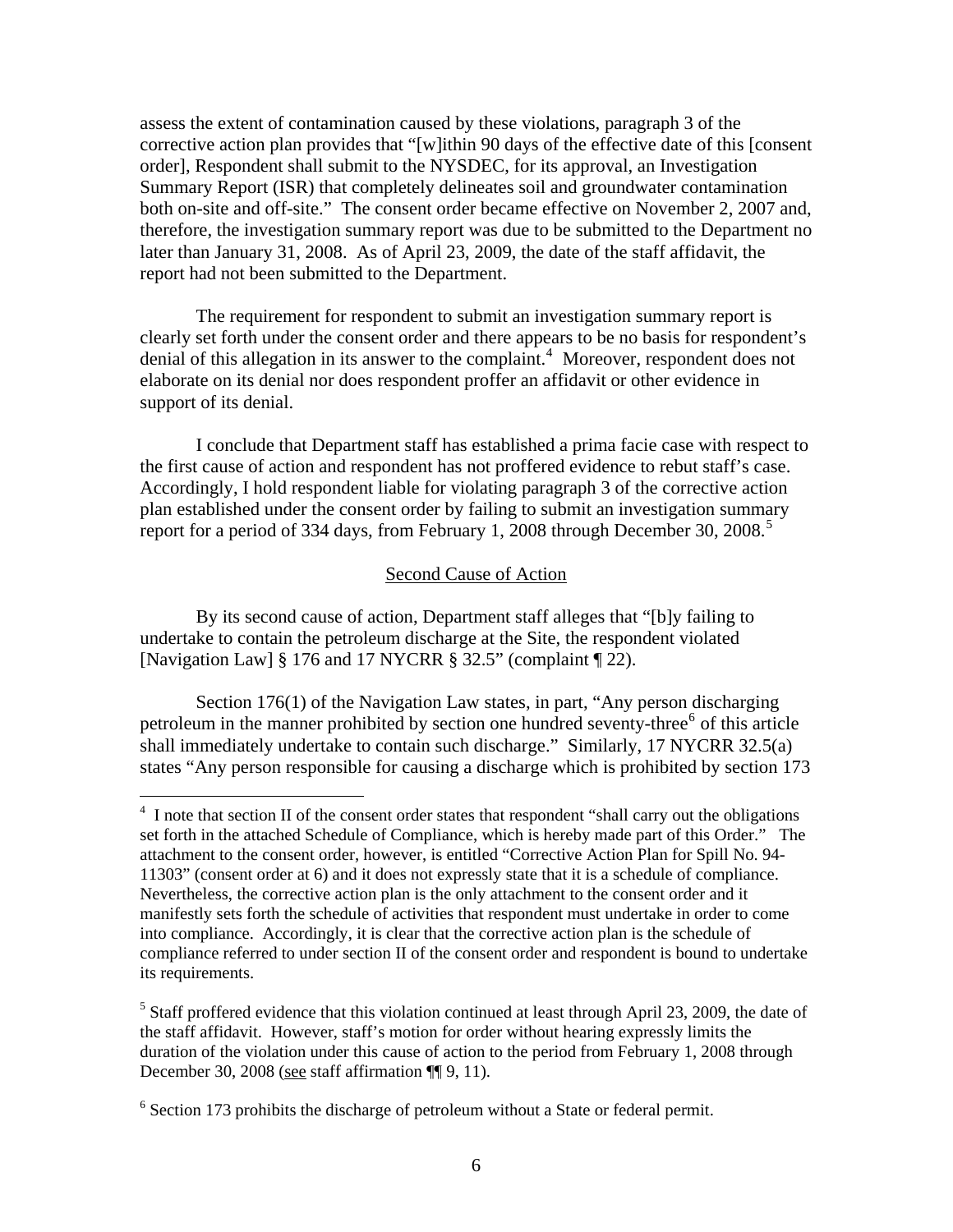assess the extent of contamination caused by these violations, paragraph 3 of the corrective action plan provides that "[w]ithin 90 days of the effective date of this [consent order], Respondent shall submit to the NYSDEC, for its approval, an Investigation Summary Report (ISR) that completely delineates soil and groundwater contamination both on-site and off-site." The consent order became effective on November 2, 2007 and, therefore, the investigation summary report was due to be submitted to the Department no later than January 31, 2008. As of April 23, 2009, the date of the staff affidavit, the report had not been submitted to the Department.

The requirement for respondent to submit an investigation summary report is clearly set forth under the consent order and there appears to be no basis for respondent's denial of this allegation in its answer to the complaint.[4] Moreover, respondent does not elaborate on its denial nor does respondent proffer an affidavit or other evidence in support of its denial.

I conclude that Department staff has established a prima facie case with respect to the first cause of action and respondent has not proffered evidence to rebut staff's case. Accordingly, I hold respondent liable for violating paragraph 3 of the corrective action plan established under the consent order by failing to submit an investigation summary report for a period of 334 days, from February 1, 2008 through December 30, 2008.[5]

## Second Cause of Action

By its second cause of action, Department staff alleges that "[b]y failing to undertake to contain the petroleum discharge at the Site, the respondent violated [Navigation Law] § 176 and 17 NYCRR § 32.5" (complaint ¶ 22).

Section 176(1) of the Navigation Law states, in part, "Any person discharging petroleum in the manner prohibited by section one hundred seventy-three[6] of this article shall immediately undertake to contain such discharge." Similarly, 17 NYCRR 32.5(a) states "Any person responsible for causing a discharge which is prohibited by section 173

---

[4] I note that section II of the consent order states that respondent "shall carry out the obligations set forth in the attached Schedule of Compliance, which is hereby made part of this Order." The attachment to the consent order, however, is entitled "Corrective Action Plan for Spill No. 94-11303" (consent order at 6) and it does not expressly state that it is a schedule of compliance. Nevertheless, the corrective action plan is the only attachment to the consent order and it manifestly sets forth the schedule of activities that respondent must undertake in order to come into compliance. Accordingly, it is clear that the corrective action plan is the schedule of compliance referred to under section II of the consent order and respondent is bound to undertake its requirements.

[5] Staff proffered evidence that this violation continued at least through April 23, 2009, the date of the staff affidavit. However, staff's motion for order without hearing expressly limits the duration of the violation under this cause of action to the period from February 1, 2008 through December 30, 2008 (see staff affirmation ¶¶ 9, 11).

[6] Section 173 prohibits the discharge of petroleum without a State or federal permit.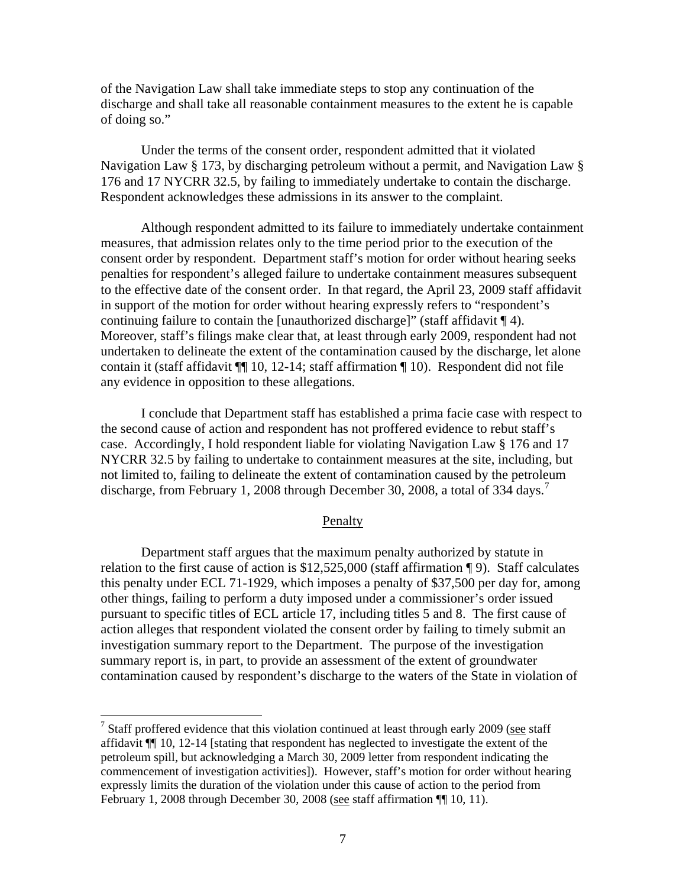of the Navigation Law shall take immediate steps to stop any continuation of the discharge and shall take all reasonable containment measures to the extent he is capable of doing so."

Under the terms of the consent order, respondent admitted that it violated Navigation Law § 173, by discharging petroleum without a permit, and Navigation Law § 176 and 17 NYCRR 32.5, by failing to immediately undertake to contain the discharge. Respondent acknowledges these admissions in its answer to the complaint.

Although respondent admitted to its failure to immediately undertake containment measures, that admission relates only to the time period prior to the execution of the consent order by respondent. Department staff's motion for order without hearing seeks penalties for respondent's alleged failure to undertake containment measures subsequent to the effective date of the consent order. In that regard, the April 23, 2009 staff affidavit in support of the motion for order without hearing expressly refers to "respondent's continuing failure to contain the [unauthorized discharge]" (staff affidavit ¶ 4). Moreover, staff's filings make clear that, at least through early 2009, respondent had not undertaken to delineate the extent of the contamination caused by the discharge, let alone contain it (staff affidavit ¶¶ 10, 12-14; staff affirmation ¶ 10). Respondent did not file any evidence in opposition to these allegations.

I conclude that Department staff has established a prima facie case with respect to the second cause of action and respondent has not proffered evidence to rebut staff's case. Accordingly, I hold respondent liable for violating Navigation Law § 176 and 17 NYCRR 32.5 by failing to undertake to containment measures at the site, including, but not limited to, failing to delineate the extent of contamination caused by the petroleum discharge, from February 1, 2008 through December 30, 2008, a total of 334 days.[7]

## Penalty

Department staff argues that the maximum penalty authorized by statute in relation to the first cause of action is $12,525,000 (staff affirmation ¶ 9). Staff calculates this penalty under ECL 71-1929, which imposes a penalty of $37,500 per day for, among other things, failing to perform a duty imposed under a commissioner's order issued pursuant to specific titles of ECL article 17, including titles 5 and 8. The first cause of action alleges that respondent violated the consent order by failing to timely submit an investigation summary report to the Department. The purpose of the investigation summary report is, in part, to provide an assessment of the extent of groundwater contamination caused by respondent's discharge to the waters of the State in violation of

[7] Staff proffered evidence that this violation continued at least through early 2009 (see staff affidavit ¶¶ 10, 12-14 [stating that respondent has neglected to investigate the extent of the petroleum spill, but acknowledging a March 30, 2009 letter from respondent indicating the commencement of investigation activities]). However, staff's motion for order without hearing expressly limits the duration of the violation under this cause of action to the period from February 1, 2008 through December 30, 2008 (see staff affirmation ¶¶ 10, 11).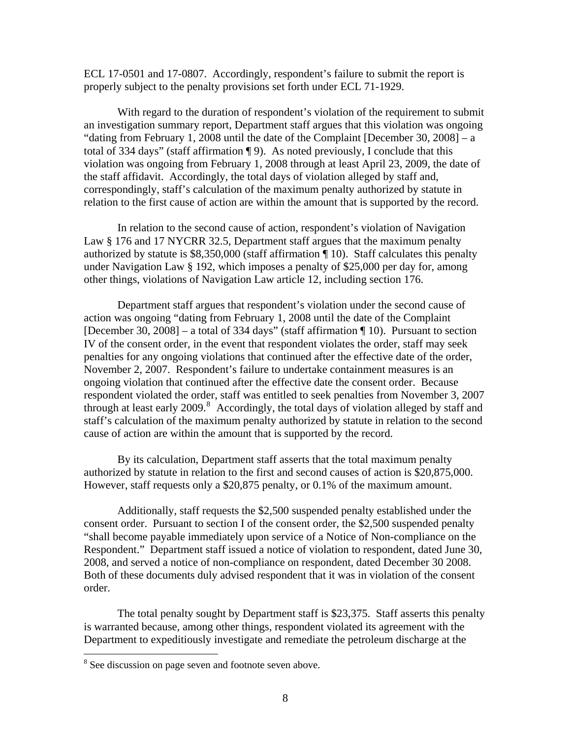ECL 17-0501 and 17-0807. Accordingly, respondent's failure to submit the report is properly subject to the penalty provisions set forth under ECL 71-1929.

With regard to the duration of respondent's violation of the requirement to submit an investigation summary report, Department staff argues that this violation was ongoing "dating from February 1, 2008 until the date of the Complaint [December 30, 2008] – a total of 334 days" (staff affirmation ¶ 9). As noted previously, I conclude that this violation was ongoing from February 1, 2008 through at least April 23, 2009, the date of the staff affidavit. Accordingly, the total days of violation alleged by staff and, correspondingly, staff's calculation of the maximum penalty authorized by statute in relation to the first cause of action are within the amount that is supported by the record.

In relation to the second cause of action, respondent's violation of Navigation Law § 176 and 17 NYCRR 32.5, Department staff argues that the maximum penalty authorized by statute is $8,350,000 (staff affirmation ¶ 10). Staff calculates this penalty under Navigation Law § 192, which imposes a penalty of $25,000 per day for, among other things, violations of Navigation Law article 12, including section 176.

Department staff argues that respondent's violation under the second cause of action was ongoing "dating from February 1, 2008 until the date of the Complaint [December 30, 2008] – a total of 334 days" (staff affirmation ¶ 10). Pursuant to section IV of the consent order, in the event that respondent violates the order, staff may seek penalties for any ongoing violations that continued after the effective date of the order, November 2, 2007. Respondent's failure to undertake containment measures is an ongoing violation that continued after the effective date the consent order. Because respondent violated the order, staff was entitled to seek penalties from November 3, 2007 through at least early 2009.[8] Accordingly, the total days of violation alleged by staff and staff's calculation of the maximum penalty authorized by statute in relation to the second cause of action are within the amount that is supported by the record.

By its calculation, Department staff asserts that the total maximum penalty authorized by statute in relation to the first and second causes of action is $20,875,000. However, staff requests only a $20,875 penalty, or 0.1% of the maximum amount.

Additionally, staff requests the $2,500 suspended penalty established under the consent order. Pursuant to section I of the consent order, the $2,500 suspended penalty "shall become payable immediately upon service of a Notice of Non-compliance on the Respondent." Department staff issued a notice of violation to respondent, dated June 30, 2008, and served a notice of non-compliance on respondent, dated December 30 2008. Both of these documents duly advised respondent that it was in violation of the consent order.

The total penalty sought by Department staff is $23,375. Staff asserts this penalty is warranted because, among other things, respondent violated its agreement with the Department to expeditiously investigate and remediate the petroleum discharge at the

---

[8] See discussion on page seven and footnote seven above.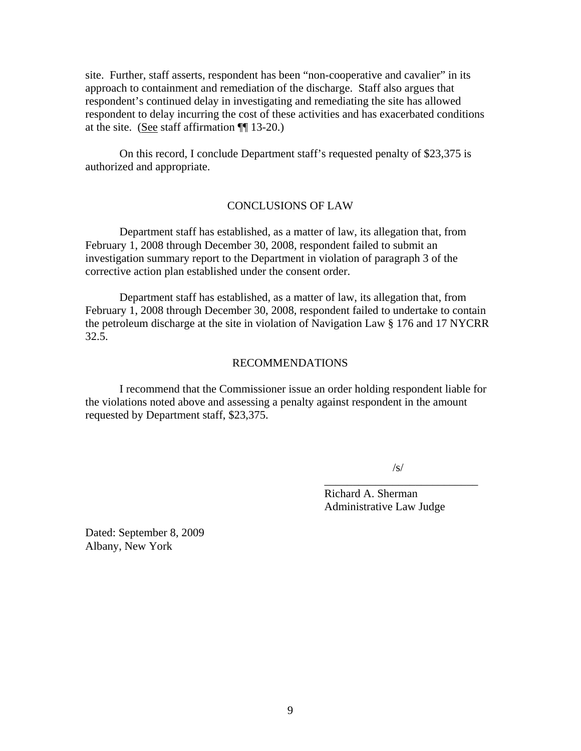site. Further, staff asserts, respondent has been "non-cooperative and cavalier" in its approach to containment and remediation of the discharge. Staff also argues that respondent's continued delay in investigating and remediating the site has allowed respondent to delay incurring the cost of these activities and has exacerbated conditions at the site. (See staff affirmation ¶¶ 13-20.)

On this record, I conclude Department staff's requested penalty of $23,375 is authorized and appropriate.

## CONCLUSIONS OF LAW

Department staff has established, as a matter of law, its allegation that, from February 1, 2008 through December 30, 2008, respondent failed to submit an investigation summary report to the Department in violation of paragraph 3 of the corrective action plan established under the consent order.

Department staff has established, as a matter of law, its allegation that, from February 1, 2008 through December 30, 2008, respondent failed to undertake to contain the petroleum discharge at the site in violation of Navigation Law § 176 and 17 NYCRR 32.5.

## RECOMMENDATIONS

I recommend that the Commissioner issue an order holding respondent liable for the violations noted above and assessing a penalty against respondent in the amount requested by Department staff, $23,375.

/s/

\_\_\_\_\_\_\_\_\_\_\_\_\_\_\_\_\_\_\_\_\_\_\_\_\_\_\_\_

Richard A. Sherman
Administrative Law Judge

Dated: September 8, 2009
Albany, New York